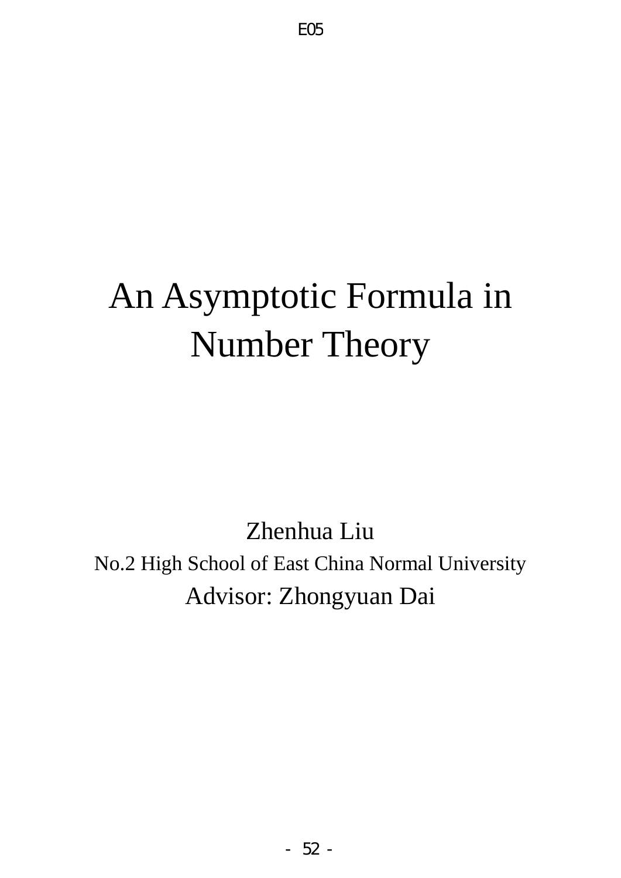E05

# An Asymptotic Formula in Number Theory

Zhenhua Liu

No.2 High School of East China Normal University

Advisor: Zhongyuan Dai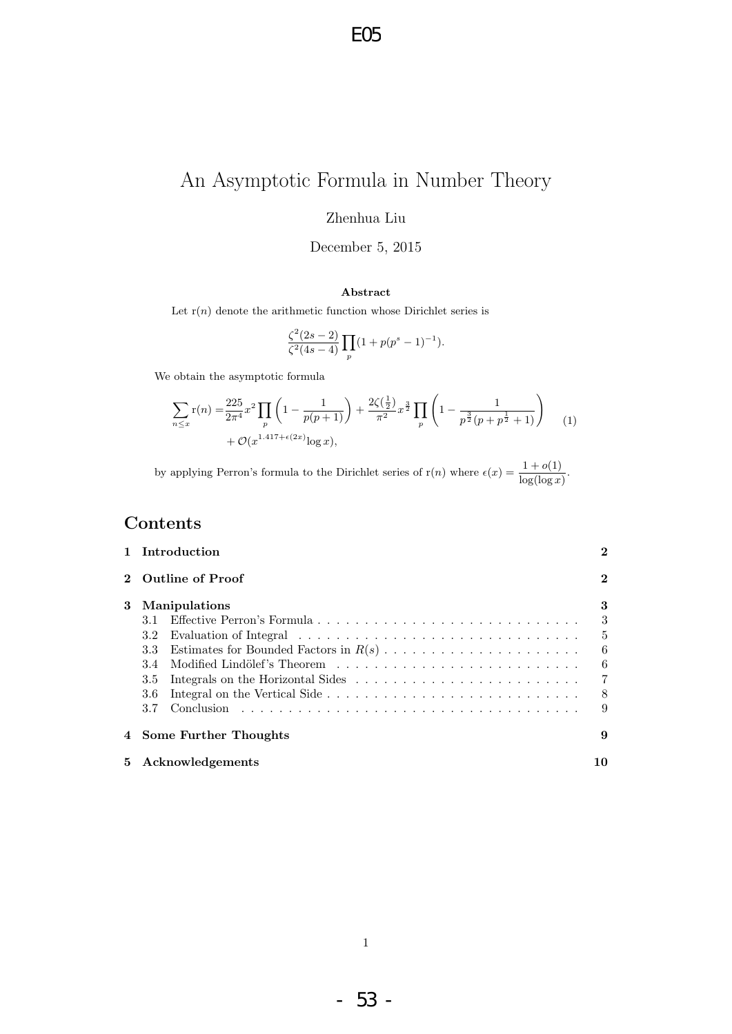# An Asymptotic Formula in Number Theory

Zhenhua Liu

December 5, 2015

**Abstract**

Let $\mathrm{r}(n)$ denote the arithmetic function whose Dirichlet series is

$$\frac{\zeta^2(2s-2)}{\zeta^2(4s-4)}\prod_p(1+p(p^s-1)^{-1}).$$

We obtain the asymptotic formula

$$\sum_{n\le x}\mathrm{r}(n) = \frac{225}{2\pi^4}x^2\prod_p\left(1-\frac{1}{p(p+1)}\right)+\frac{2\zeta(\frac{1}{2})}{\pi^2}x^{\frac{3}{2}}\prod_p\left(1-\frac{1}{p^{\frac{3}{2}}(p+p^{\frac{1}{2}}+1)}\right) + \mathcal{O}(x^{1.417+\epsilon(2x)}\log x), \quad (1)$$

by applying Perron's formula to the Dirichlet series of $\mathrm{r}(n)$ where $\epsilon(x)=\dfrac{1+o(1)}{\log(\log x)}$.

## Contents

- **1 Introduction** — 2
- **2 Outline of Proof** — 2
- **3 Manipulations** — 3
  - 3.1 Effective Perron's Formula — 3
  - 3.2 Evaluation of Integral — 5
  - 3.3 Estimates for Bounded Factors in $R(s)$ — 6
  - 3.4 Modified Lindölef's Theorem — 6
  - 3.5 Integrals on the Horizontal Sides — 7
  - 3.6 Integral on the Vertical Side — 8
  - 3.7 Conclusion — 9
- **4 Some Further Thoughts** — 9
- **5 Acknowledgements** — 10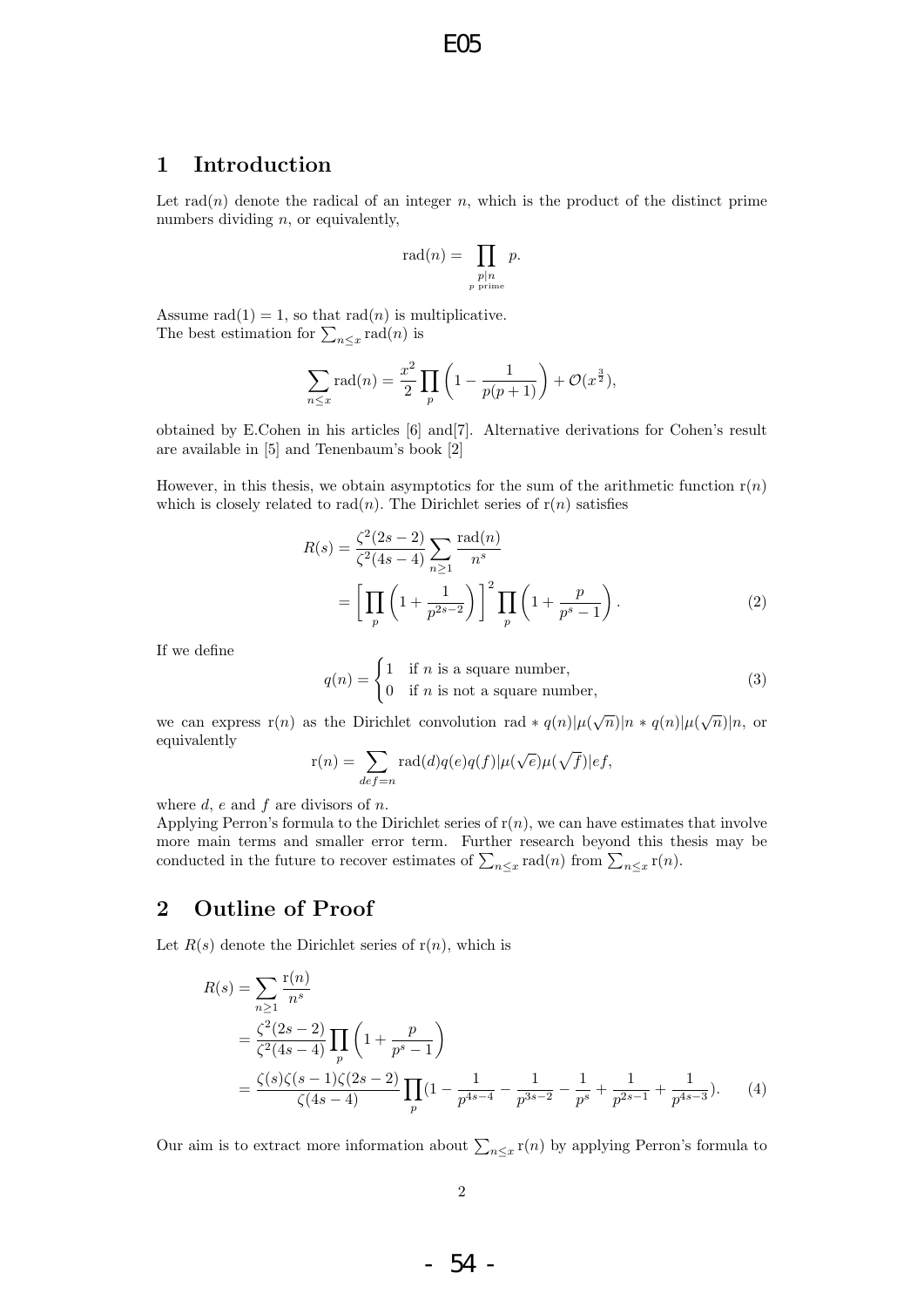## 1 Introduction

Let $\text{rad}(n)$ denote the radical of an integer $n$, which is the product of the distinct prime numbers dividing $n$, or equivalently,

$$\text{rad}(n) = \prod_{\substack{p|n \\ p \text{ prime}}} p.$$

Assume $\text{rad}(1) = 1$, so that $\text{rad}(n)$ is multiplicative.
The best estimation for $\sum_{n\leq x} \text{rad}(n)$ is

$$\sum_{n\leq x} \text{rad}(n) = \frac{x^2}{2} \prod_p \left(1 - \frac{1}{p(p+1)}\right) + \mathcal{O}(x^{\frac{3}{2}}),$$

obtained by E.Cohen in his articles [6] and[7]. Alternative derivations for Cohen's result are available in [5] and Tenenbaum's book [2]

However, in this thesis, we obtain asymptotics for the sum of the arithmetic function $\text{r}(n)$ which is closely related to $\text{rad}(n)$. The Dirichlet series of $\text{r}(n)$ satisfies

$$\begin{aligned} R(s) &= \frac{\zeta^2(2s-2)}{\zeta^2(4s-4)} \sum_{n\geq 1} \frac{\text{rad}(n)}{n^s} \\ &= \left[\prod_p \left(1 + \frac{1}{p^{2s-2}}\right)\right]^2 \prod_p \left(1 + \frac{p}{p^s - 1}\right). \end{aligned} \tag{2}$$

If we define

$$q(n) = \begin{cases} 1 & \text{if } n \text{ is a square number,} \\ 0 & \text{if } n \text{ is not a square number,} \end{cases} \tag{3}$$

we can express $\text{r}(n)$ as the Dirichlet convolution $\text{rad} * q(n)|\mu(\sqrt{n})|n * q(n)|\mu(\sqrt{n})|n$, or equivalently

$$\text{r}(n) = \sum_{def=n} \text{rad}(d) q(e) q(f) |\mu(\sqrt{e})\mu(\sqrt{f})| ef,$$

where $d$, $e$ and $f$ are divisors of $n$.
Applying Perron's formula to the Dirichlet series of $\text{r}(n)$, we can have estimates that involve more main terms and smaller error term. Further research beyond this thesis may be conducted in the future to recover estimates of $\sum_{n\leq x} \text{rad}(n)$ from $\sum_{n\leq x} \text{r}(n)$.

## 2 Outline of Proof

Let $R(s)$ denote the Dirichlet series of $\text{r}(n)$, which is

$$\begin{aligned} R(s) &= \sum_{n\geq 1} \frac{\text{r}(n)}{n^s} \\ &= \frac{\zeta^2(2s-2)}{\zeta^2(4s-4)} \prod_p \left(1 + \frac{p}{p^s - 1}\right) \\ &= \frac{\zeta(s)\zeta(s-1)\zeta(2s-2)}{\zeta(4s-4)} \prod_p \left(1 - \frac{1}{p^{4s-4}} - \frac{1}{p^{3s-2}} - \frac{1}{p^s} + \frac{1}{p^{2s-1}} + \frac{1}{p^{4s-3}}\right). \end{aligned} \tag{4}$$

Our aim is to extract more information about $\sum_{n\leq x} \text{r}(n)$ by applying Perron's formula to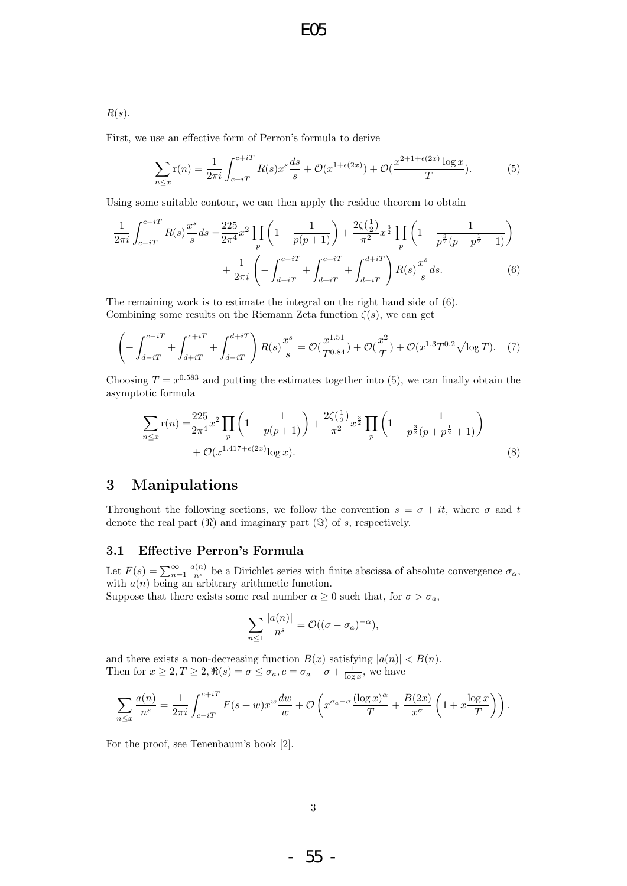$R(s)$.

First, we use an effective form of Perron's formula to derive

$$\sum_{n\leq x} \mathrm{r}(n) = \frac{1}{2\pi i}\int_{c-iT}^{c+iT} R(s)x^s\frac{ds}{s} + \mathcal{O}(x^{1+\epsilon(2x)}) + \mathcal{O}(\frac{x^{2+1+\epsilon(2x)}\log x}{T}). \tag{5}$$

Using some suitable contour, we can then apply the residue theorem to obtain

$$\begin{aligned}\frac{1}{2\pi i}\int_{c-iT}^{c+iT} R(s)\frac{x^s}{s}ds =& \frac{225}{2\pi^4}x^2\prod_p\left(1-\frac{1}{p(p+1)}\right) + \frac{2\zeta(\frac{1}{2})}{\pi^2}x^{\frac{3}{2}}\prod_p\left(1-\frac{1}{p^{\frac{3}{2}}(p+p^{\frac{1}{2}}+1)}\right)\\ &+\frac{1}{2\pi i}\left(-\int_{d-iT}^{c-iT}+\int_{d+iT}^{c+iT}+\int_{d-iT}^{d+iT}\right)R(s)\frac{x^s}{s}ds.\end{aligned} \tag{6}$$

The remaining work is to estimate the integral on the right hand side of (6).
Combining some results on the Riemann Zeta function $\zeta(s)$, we can get

$$\left(-\int_{d-iT}^{c-iT}+\int_{d+iT}^{c+iT}+\int_{d-iT}^{d+iT}\right)R(s)\frac{x^s}{s} = \mathcal{O}(\frac{x^{1.51}}{T^{0.84}}) + \mathcal{O}(\frac{x^2}{T}) + \mathcal{O}(x^{1.3}T^{0.2}\sqrt{\log T}). \tag{7}$$

Choosing $T = x^{0.583}$ and putting the estimates together into (5), we can finally obtain the asymptotic formula

$$\begin{aligned}\sum_{n\leq x}\mathrm{r}(n) =& \frac{225}{2\pi^4}x^2\prod_p\left(1-\frac{1}{p(p+1)}\right) + \frac{2\zeta(\frac{1}{2})}{\pi^2}x^{\frac{3}{2}}\prod_p\left(1-\frac{1}{p^{\frac{3}{2}}(p+p^{\frac{1}{2}}+1)}\right)\\ &+\mathcal{O}(x^{1.417+\epsilon(2x)}\log x).\end{aligned} \tag{8}$$

## 3 Manipulations

Throughout the following sections, we follow the convention $s = \sigma + it$, where $\sigma$ and $t$ denote the real part ($\Re$) and imaginary part ($\Im$) of $s$, respectively.

### 3.1 Effective Perron's Formula

Let $F(s) = \sum_{n=1}^{\infty}\frac{a(n)}{n^s}$ be a Dirichlet series with finite abscissa of absolute convergence $\sigma_\alpha$, with $a(n)$ being an arbitrary arithmetic function.
Suppose that there exists some real number $\alpha \geq 0$ such that, for $\sigma > \sigma_a$,

$$\sum_{n\leq 1}\frac{|a(n)|}{n^s} = \mathcal{O}((\sigma-\sigma_a)^{-\alpha}),$$

and there exists a non-decreasing function $B(x)$ satisfying $|a(n)| < B(n)$.
Then for $x \geq 2, T \geq 2, \Re(s) = \sigma \leq \sigma_a, c = \sigma_a - \sigma + \frac{1}{\log x}$, we have

$$\sum_{n\leq x}\frac{a(n)}{n^s} = \frac{1}{2\pi i}\int_{c-iT}^{c+iT}F(s+w)x^w\frac{dw}{w} + \mathcal{O}\left(x^{\sigma_a-\sigma}\frac{(\log x)^\alpha}{T} + \frac{B(2x)}{x^\sigma}\left(1+x\frac{\log x}{T}\right)\right).$$

For the proof, see Tenenbaum's book [2].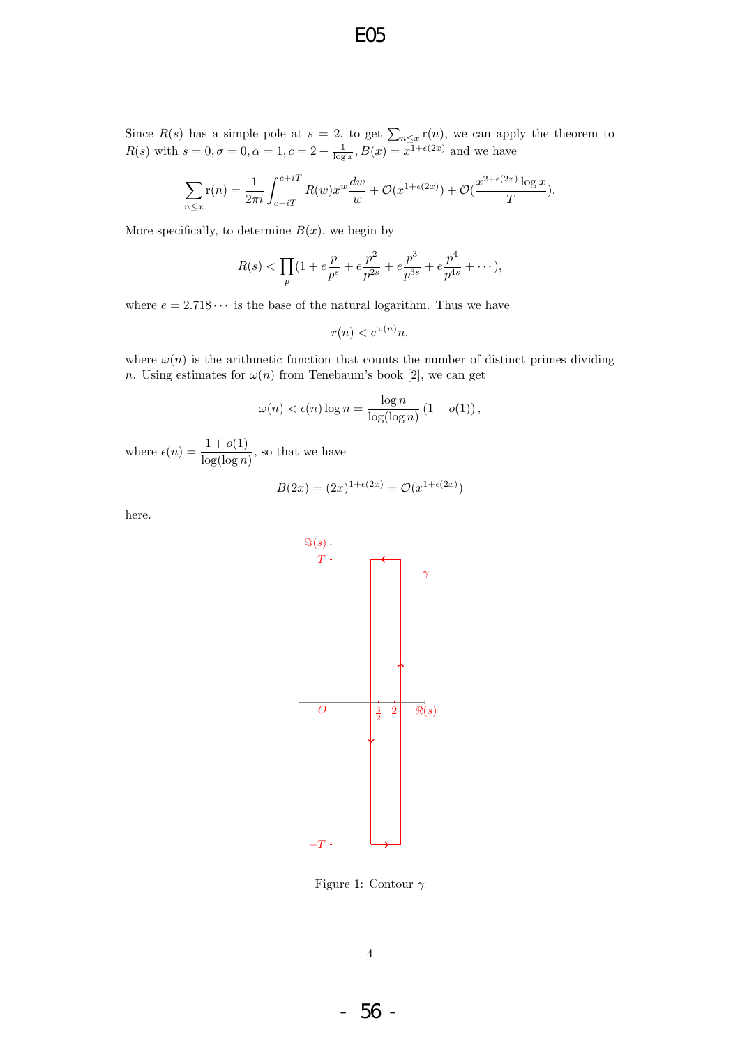Since $R(s)$ has a simple pole at $s = 2$, to get $\sum_{n \leq x} \mathrm{r}(n)$, we can apply the theorem to $R(s)$ with $s = 0, \sigma = 0, \alpha = 1, c = 2 + \frac{1}{\log x}, B(x) = x^{1+\epsilon(2x)}$ and we have

$$\sum_{n \leq x} \mathrm{r}(n) = \frac{1}{2\pi i} \int_{c-iT}^{c+iT} R(w) x^w \frac{dw}{w} + \mathcal{O}(x^{1+\epsilon(2x)}) + \mathcal{O}(\frac{x^{2+\epsilon(2x)} \log x}{T}).$$

More specifically, to determine $B(x)$, we begin by

$$R(s) < \prod_p (1 + e\frac{p}{p^s} + e\frac{p^2}{p^{2s}} + e\frac{p^3}{p^{3s}} + e\frac{p^4}{p^{4s}} + \cdots),$$

where $e = 2.718\cdots$ is the base of the natural logarithm. Thus we have

$$r(n) < e^{\omega(n)} n,$$

where $\omega(n)$ is the arithmetic function that counts the number of distinct primes dividing $n$. Using estimates for $\omega(n)$ from Tenebaum's book [2], we can get

$$\omega(n) < \epsilon(n) \log n = \frac{\log n}{\log(\log n)} (1 + o(1)),$$

where $\epsilon(n) = \dfrac{1 + o(1)}{\log(\log n)}$, so that we have

$$B(2x) = (2x)^{1+\epsilon(2x)} = \mathcal{O}(x^{1+\epsilon(2x)})$$

here.

Figure 1: Contour $\gamma$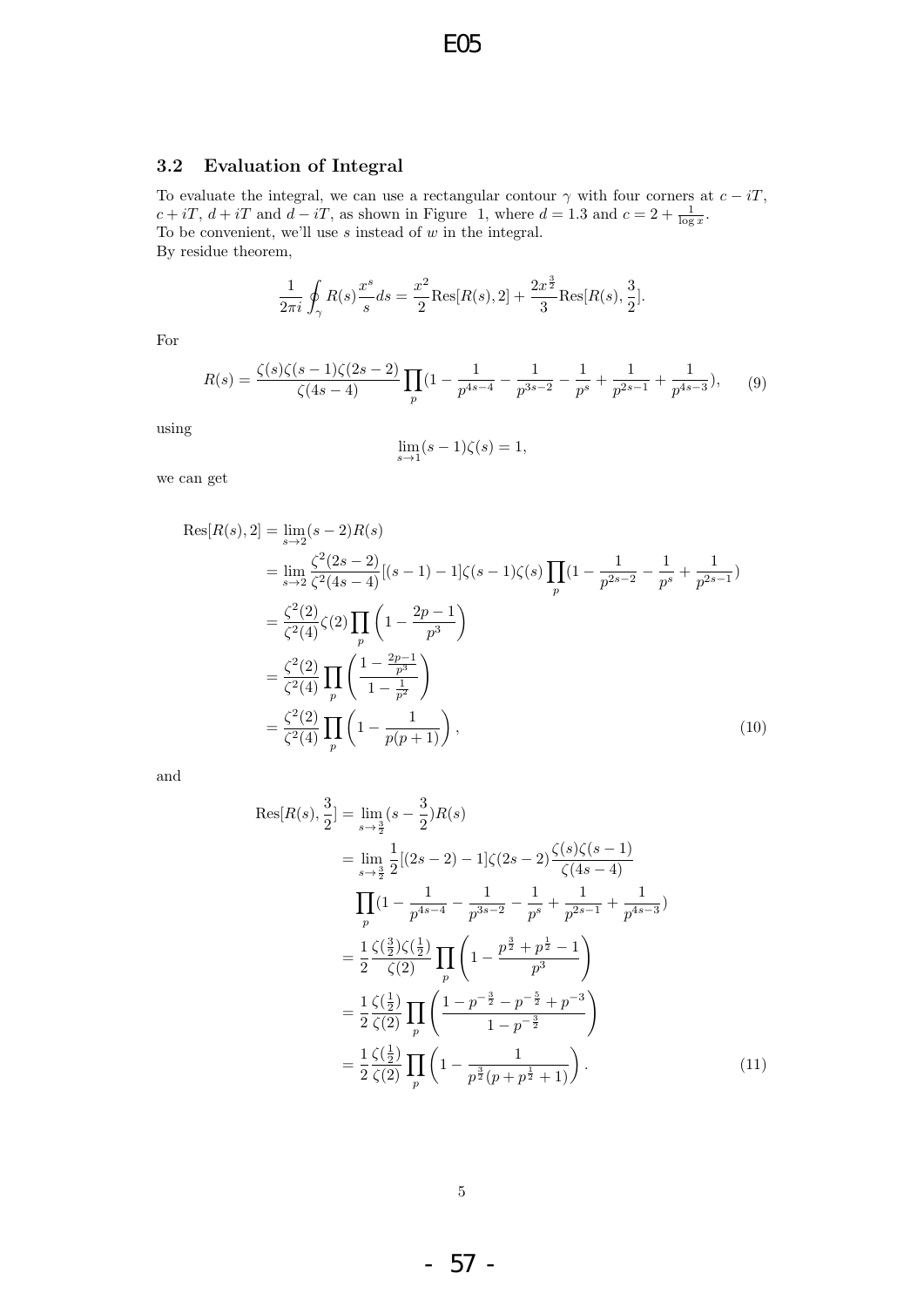### 3.2 Evaluation of Integral

To evaluate the integral, we can use a rectangular contour $\gamma$ with four corners at $c - iT$, $c + iT$, $d + iT$ and $d - iT$, as shown in Figure 1, where $d = 1.3$ and $c = 2 + \frac{1}{\log x}$.
To be convenient, we'll use $s$ instead of $w$ in the integral.
By residue theorem,

$$\frac{1}{2\pi i}\oint_{\gamma} R(s)\frac{x^s}{s}ds = \frac{x^2}{2}\text{Res}[R(s), 2] + \frac{2x^{\frac{3}{2}}}{3}\text{Res}[R(s), \frac{3}{2}].$$

For

$$R(s) = \frac{\zeta(s)\zeta(s-1)\zeta(2s-2)}{\zeta(4s-4)}\prod_p(1 - \frac{1}{p^{4s-4}} - \frac{1}{p^{3s-2}} - \frac{1}{p^s} + \frac{1}{p^{2s-1}} + \frac{1}{p^{4s-3}}), \tag{9}$$

using

$$\lim_{s\to 1}(s-1)\zeta(s) = 1,$$

we can get

$$\begin{aligned}
\text{Res}[R(s), 2] &= \lim_{s\to 2}(s-2)R(s) \\
&= \lim_{s\to 2}\frac{\zeta^2(2s-2)}{\zeta^2(4s-4)}[(s-1)-1]\zeta(s-1)\zeta(s)\prod_p(1 - \frac{1}{p^{2s-2}} - \frac{1}{p^s} + \frac{1}{p^{2s-1}}) \\
&= \frac{\zeta^2(2)}{\zeta^2(4)}\zeta(2)\prod_p\left(1 - \frac{2p-1}{p^3}\right) \\
&= \frac{\zeta^2(2)}{\zeta^2(4)}\prod_p\left(\frac{1 - \frac{2p-1}{p^3}}{1 - \frac{1}{p^2}}\right) \\
&= \frac{\zeta^2(2)}{\zeta^2(4)}\prod_p\left(1 - \frac{1}{p(p+1)}\right),
\end{aligned} \tag{10}$$

and

$$\begin{aligned}
\text{Res}[R(s), \frac{3}{2}] &= \lim_{s\to\frac{3}{2}}(s - \frac{3}{2})R(s) \\
&= \lim_{s\to\frac{3}{2}}\frac{1}{2}[(2s-2)-1]\zeta(2s-2)\frac{\zeta(s)\zeta(s-1)}{\zeta(4s-4)} \\
&\quad \prod_p(1 - \frac{1}{p^{4s-4}} - \frac{1}{p^{3s-2}} - \frac{1}{p^s} + \frac{1}{p^{2s-1}} + \frac{1}{p^{4s-3}}) \\
&= \frac{1}{2}\frac{\zeta(\frac{3}{2})\zeta(\frac{1}{2})}{\zeta(2)}\prod_p\left(1 - \frac{p^{\frac{3}{2}} + p^{\frac{1}{2}} - 1}{p^3}\right) \\
&= \frac{1}{2}\frac{\zeta(\frac{1}{2})}{\zeta(2)}\prod_p\left(\frac{1 - p^{-\frac{3}{2}} - p^{-\frac{5}{2}} + p^{-3}}{1 - p^{-\frac{3}{2}}}\right) \\
&= \frac{1}{2}\frac{\zeta(\frac{1}{2})}{\zeta(2)}\prod_p\left(1 - \frac{1}{p^{\frac{3}{2}}(p + p^{\frac{1}{2}} + 1)}\right).
\end{aligned} \tag{11}$$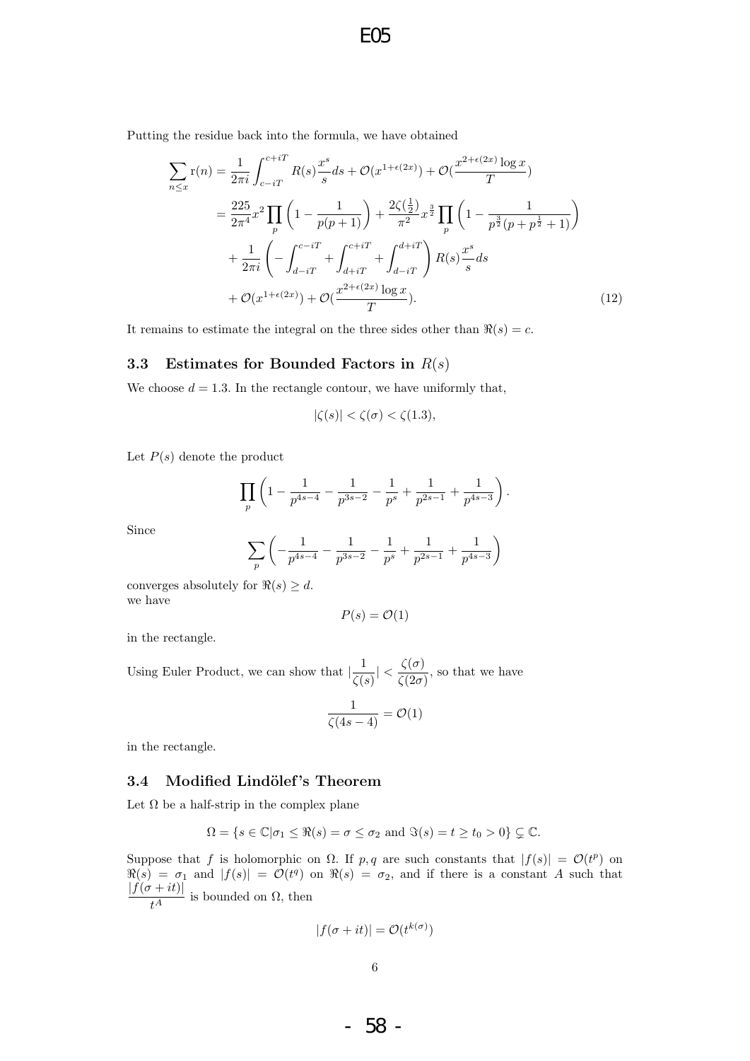Putting the residue back into the formula, we have obtained

$$
\begin{aligned}
\sum_{n\leq x} \mathrm{r}(n) &= \frac{1}{2\pi i}\int_{c-iT}^{c+iT} R(s)\frac{x^s}{s}ds + \mathcal{O}(x^{1+\epsilon(2x)}) + \mathcal{O}(\frac{x^{2+\epsilon(2x)}\log x}{T}) \\
&= \frac{225}{2\pi^4}x^2\prod_p\left(1-\frac{1}{p(p+1)}\right) + \frac{2\zeta(\frac{1}{2})}{\pi^2}x^{\frac{3}{2}}\prod_p\left(1-\frac{1}{p^{\frac{3}{2}}(p+p^{\frac{1}{2}}+1)}\right) \\
&+ \frac{1}{2\pi i}\left(-\int_{d-iT}^{c-iT}+\int_{d+iT}^{c+iT}+\int_{d-iT}^{d+iT}\right)R(s)\frac{x^s}{s}ds \\
&+ \mathcal{O}(x^{1+\epsilon(2x)}) + \mathcal{O}(\frac{x^{2+\epsilon(2x)}\log x}{T}).
\end{aligned}
\tag{12}
$$

It remains to estimate the integral on the three sides other than $\Re(s) = c$.

### 3.3 Estimates for Bounded Factors in $R(s)$

We choose $d = 1.3$. In the rectangle contour, we have uniformly that,

$$|\zeta(s)| < \zeta(\sigma) < \zeta(1.3),$$

Let $P(s)$ denote the product

$$\prod_p\left(1-\frac{1}{p^{4s-4}}-\frac{1}{p^{3s-2}}-\frac{1}{p^s}+\frac{1}{p^{2s-1}}+\frac{1}{p^{4s-3}}\right).$$

Since

$$\sum_p\left(-\frac{1}{p^{4s-4}}-\frac{1}{p^{3s-2}}-\frac{1}{p^s}+\frac{1}{p^{2s-1}}+\frac{1}{p^{4s-3}}\right)$$

converges absolutely for $\Re(s) \geq d$.
we have

$$P(s) = \mathcal{O}(1)$$

in the rectangle.

Using Euler Product, we can show that $|\frac{1}{\zeta(s)}| < \frac{\zeta(\sigma)}{\zeta(2\sigma)}$, so that we have

$$\frac{1}{\zeta(4s-4)} = \mathcal{O}(1)$$

in the rectangle.

### 3.4 Modified Lindölef's Theorem

Let $\Omega$ be a half-strip in the complex plane

$$\Omega = \{s \in \mathbb{C} | \sigma_1 \leq \Re(s) = \sigma \leq \sigma_2 \text{ and } \Im(s) = t \geq t_0 > 0\} \subsetneq \mathbb{C}.$$

Suppose that $f$ is holomorphic on $\Omega$. If $p, q$ are such constants that $|f(s)| = \mathcal{O}(t^p)$ on $\Re(s) = \sigma_1$ and $|f(s)| = \mathcal{O}(t^q)$ on $\Re(s) = \sigma_2$, and if there is a constant $A$ such that $\frac{|f(\sigma+it)|}{t^A}$ is bounded on $\Omega$, then

$$|f(\sigma + it)| = \mathcal{O}(t^{k(\sigma)})$$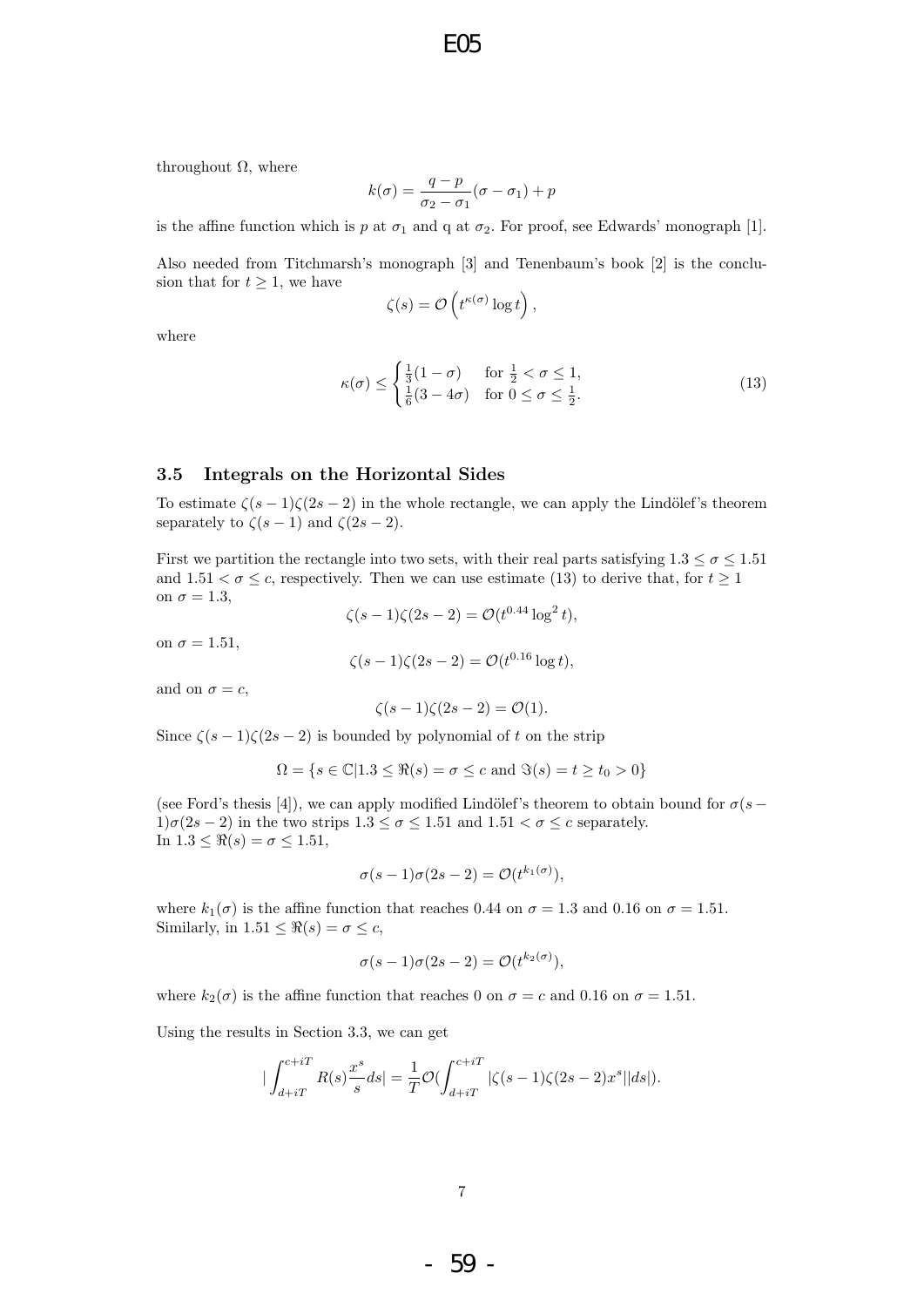throughout $\Omega$, where

$$k(\sigma) = \frac{q-p}{\sigma_2 - \sigma_1}(\sigma - \sigma_1) + p$$

is the affine function which is $p$ at $\sigma_1$ and q at $\sigma_2$. For proof, see Edwards' monograph [1].

Also needed from Titchmarsh's monograph [3] and Tenenbaum's book [2] is the conclusion that for $t \geq 1$, we have

$$\zeta(s) = \mathcal{O}\left(t^{\kappa(\sigma)} \log t\right),$$

where

$$\kappa(\sigma) \leq \begin{cases} \frac{1}{3}(1-\sigma) & \text{for } \frac{1}{2} < \sigma \leq 1, \\ \frac{1}{6}(3-4\sigma) & \text{for } 0 \leq \sigma \leq \frac{1}{2}. \end{cases} \tag{13}$$

### 3.5 Integrals on the Horizontal Sides

To estimate $\zeta(s-1)\zeta(2s-2)$ in the whole rectangle, we can apply the Lindölef's theorem separately to $\zeta(s-1)$ and $\zeta(2s-2)$.

First we partition the rectangle into two sets, with their real parts satisfying $1.3 \leq \sigma \leq 1.51$ and $1.51 < \sigma \leq c$, respectively. Then we can use estimate (13) to derive that, for $t \geq 1$ on $\sigma = 1.3$,

$$\zeta(s-1)\zeta(2s-2) = \mathcal{O}(t^{0.44}\log^2 t),$$

on $\sigma = 1.51$,

$$\zeta(s-1)\zeta(2s-2) = \mathcal{O}(t^{0.16}\log t),$$

and on $\sigma = c$,

$$\zeta(s-1)\zeta(2s-2) = \mathcal{O}(1).$$

Since $\zeta(s-1)\zeta(2s-2)$ is bounded by polynomial of $t$ on the strip

$$\Omega = \{s \in \mathbb{C} | 1.3 \leq \Re(s) = \sigma \leq c \text{ and } \Im(s) = t \geq t_0 > 0\}$$

(see Ford's thesis [4]), we can apply modified Lindölef's theorem to obtain bound for $\sigma(s-1)\sigma(2s-2)$ in the two strips $1.3 \leq \sigma \leq 1.51$ and $1.51 < \sigma \leq c$ separately.
In $1.3 \leq \Re(s) = \sigma \leq 1.51$,

$$\sigma(s-1)\sigma(2s-2) = \mathcal{O}(t^{k_1(\sigma)}),$$

where $k_1(\sigma)$ is the affine function that reaches 0.44 on $\sigma = 1.3$ and 0.16 on $\sigma = 1.51$.
Similarly, in $1.51 \leq \Re(s) = \sigma \leq c$,

$$\sigma(s-1)\sigma(2s-2) = \mathcal{O}(t^{k_2(\sigma)}),$$

where $k_2(\sigma)$ is the affine function that reaches 0 on $\sigma = c$ and 0.16 on $\sigma = 1.51$.

Using the results in Section 3.3, we can get

$$|\int_{d+iT}^{c+iT} R(s)\frac{x^s}{s}ds| = \frac{1}{T}\mathcal{O}(\int_{d+iT}^{c+iT} |\zeta(s-1)\zeta(2s-2)x^s||ds|).$$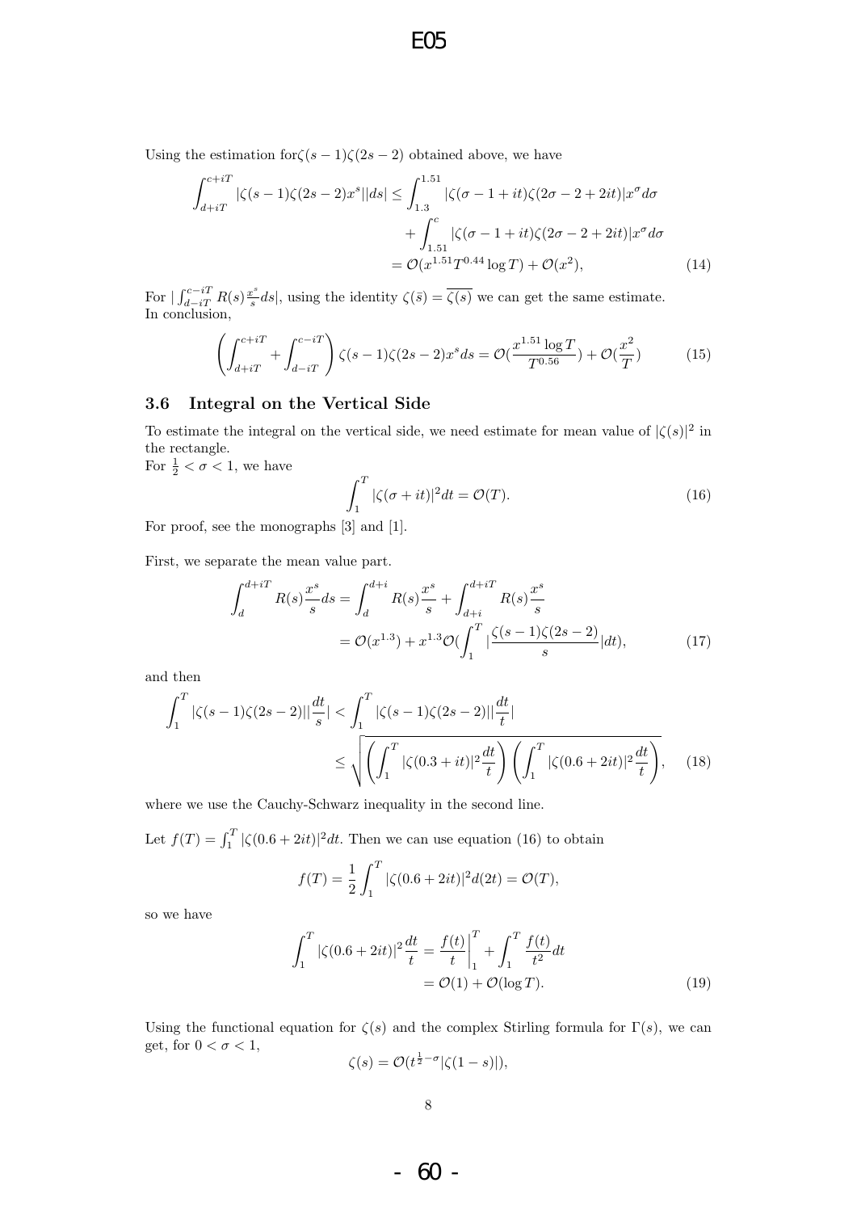Using the estimation for$\zeta(s-1)\zeta(2s-2)$ obtained above, we have

$$
\begin{aligned}
\int_{d+iT}^{c+iT} |\zeta(s-1)\zeta(2s-2)x^s||ds| &\le \int_{1.3}^{1.51} |\zeta(\sigma-1+it)\zeta(2\sigma-2+2it)|x^\sigma d\sigma \\
&\quad + \int_{1.51}^{c} |\zeta(\sigma-1+it)\zeta(2\sigma-2+2it)|x^\sigma d\sigma \\
&= \mathcal{O}(x^{1.51}T^{0.44}\log T) + \mathcal{O}(x^2), \qquad (14)
\end{aligned}
$$

For $|\int_{d-iT}^{c-iT} R(s)\frac{x^s}{s}ds|$, using the identity $\zeta(\bar{s}) = \overline{\zeta(s)}$ we can get the same estimate. In conclusion,

$$
\left(\int_{d+iT}^{c+iT} + \int_{d-iT}^{c-iT}\right)\zeta(s-1)\zeta(2s-2)x^s ds = \mathcal{O}(\frac{x^{1.51}\log T}{T^{0.56}}) + \mathcal{O}(\frac{x^2}{T}) \qquad (15)
$$

### 3.6 Integral on the Vertical Side

To estimate the integral on the vertical side, we need estimate for mean value of $|\zeta(s)|^2$ in the rectangle.
For $\frac{1}{2} < \sigma < 1$, we have

$$
\int_1^T |\zeta(\sigma+it)|^2 dt = \mathcal{O}(T). \qquad (16)
$$

For proof, see the monographs [3] and [1].

First, we separate the mean value part.

$$
\begin{aligned}
\int_d^{d+iT} R(s)\frac{x^s}{s}ds &= \int_d^{d+i} R(s)\frac{x^s}{s} + \int_{d+i}^{d+iT} R(s)\frac{x^s}{s} \\
&= \mathcal{O}(x^{1.3}) + x^{1.3}\mathcal{O}(\int_1^T |\frac{\zeta(s-1)\zeta(2s-2)}{s}|dt), \qquad (17)
\end{aligned}
$$

and then

$$
\begin{aligned}
\int_1^T |\zeta(s-1)\zeta(2s-2)||\frac{dt}{s}| &< \int_1^T |\zeta(s-1)\zeta(2s-2)||\frac{dt}{t}| \\
&\le \sqrt{\left(\int_1^T |\zeta(0.3+it)|^2\frac{dt}{t}\right)\left(\int_1^T |\zeta(0.6+2it)|^2\frac{dt}{t}\right)}, \qquad (18)
\end{aligned}
$$

where we use the Cauchy-Schwarz inequality in the second line.

Let $f(T) = \int_1^T |\zeta(0.6+2it)|^2 dt$. Then we can use equation (16) to obtain

$$
f(T) = \frac{1}{2}\int_1^T |\zeta(0.6+2it)|^2 d(2t) = \mathcal{O}(T),
$$

so we have

$$
\begin{aligned}
\int_1^T |\zeta(0.6+2it)|^2\frac{dt}{t} &= \frac{f(t)}{t}\bigg|_1^T + \int_1^T \frac{f(t)}{t^2}dt \\
&= \mathcal{O}(1) + \mathcal{O}(\log T). \qquad (19)
\end{aligned}
$$

Using the functional equation for $\zeta(s)$ and the complex Stirling formula for $\Gamma(s)$, we can get, for $0 < \sigma < 1$,

$$
\zeta(s) = \mathcal{O}(t^{\frac{1}{2}-\sigma}|\zeta(1-s)|),
$$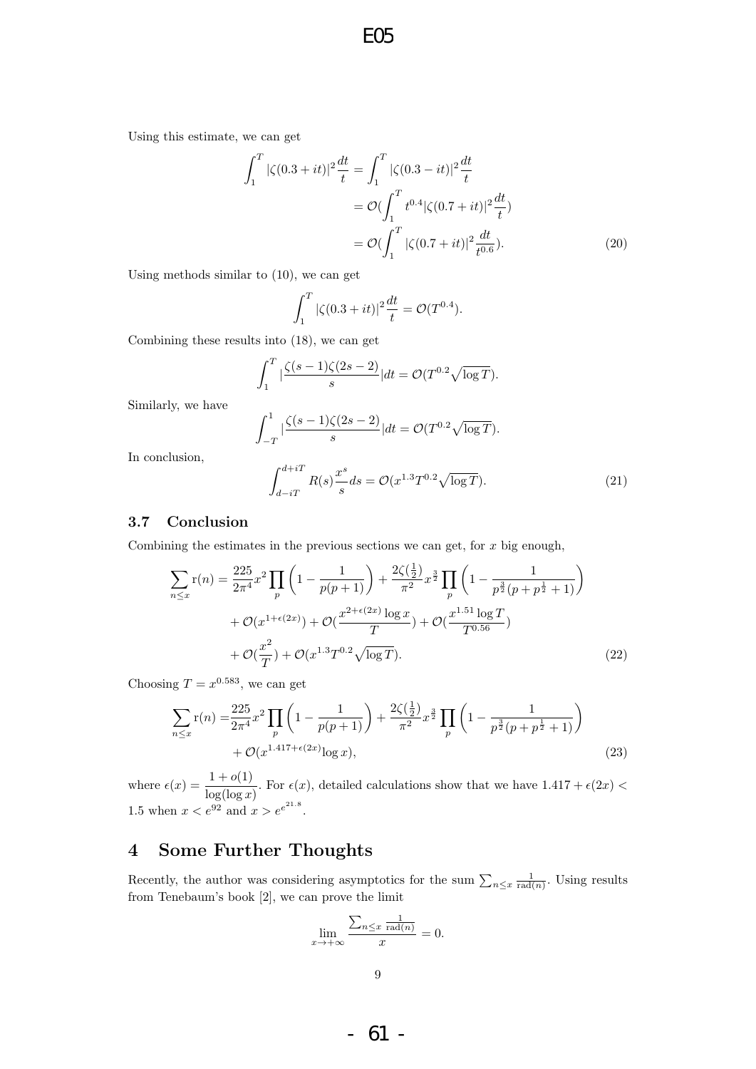Using this estimate, we can get

$$\begin{aligned}\int_1^T |\zeta(0.3+it)|^2 \frac{dt}{t} &= \int_1^T |\zeta(0.3-it)|^2 \frac{dt}{t} \\ &= \mathcal{O}(\int_1^T t^{0.4} |\zeta(0.7+it)|^2 \frac{dt}{t}) \\ &= \mathcal{O}(\int_1^T |\zeta(0.7+it)|^2 \frac{dt}{t^{0.6}}). \end{aligned} \tag{20}$$

Using methods similar to (10), we can get

$$\int_1^T |\zeta(0.3+it)|^2 \frac{dt}{t} = \mathcal{O}(T^{0.4}).$$

Combining these results into (18), we can get

$$\int_1^T |\frac{\zeta(s-1)\zeta(2s-2)}{s}| dt = \mathcal{O}(T^{0.2}\sqrt{\log T}).$$

Similarly, we have

$$\int_{-T}^1 |\frac{\zeta(s-1)\zeta(2s-2)}{s}| dt = \mathcal{O}(T^{0.2}\sqrt{\log T}).$$

In conclusion,

$$\int_{d-iT}^{d+iT} R(s)\frac{x^s}{s} ds = \mathcal{O}(x^{1.3}T^{0.2}\sqrt{\log T}). \tag{21}$$

### 3.7 Conclusion

Combining the estimates in the previous sections we can get, for $x$ big enough,

$$\begin{aligned}\sum_{n\le x} \mathrm{r}(n) = &\frac{225}{2\pi^4}x^2 \prod_p \left(1 - \frac{1}{p(p+1)}\right) + \frac{2\zeta(\frac{1}{2})}{\pi^2} x^{\frac{3}{2}} \prod_p \left(1 - \frac{1}{p^{\frac{3}{2}}(p+p^{\frac{1}{2}}+1)}\right) \\ &+ \mathcal{O}(x^{1+\epsilon(2x)}) + \mathcal{O}(\frac{x^{2+\epsilon(2x)}\log x}{T}) + \mathcal{O}(\frac{x^{1.51}\log T}{T^{0.56}}) \\ &+ \mathcal{O}(\frac{x^2}{T}) + \mathcal{O}(x^{1.3}T^{0.2}\sqrt{\log T}). \end{aligned} \tag{22}$$

Choosing $T = x^{0.583}$, we can get

$$\begin{aligned}\sum_{n\le x} \mathrm{r}(n) = &\frac{225}{2\pi^4}x^2 \prod_p \left(1 - \frac{1}{p(p+1)}\right) + \frac{2\zeta(\frac{1}{2})}{\pi^2} x^{\frac{3}{2}} \prod_p \left(1 - \frac{1}{p^{\frac{3}{2}}(p+p^{\frac{1}{2}}+1)}\right) \\ &+ \mathcal{O}(x^{1.417+\epsilon(2x)}\log x), \end{aligned} \tag{23}$$

where $\epsilon(x) = \dfrac{1+o(1)}{\log(\log x)}$. For $\epsilon(x)$, detailed calculations show that we have $1.417 + \epsilon(2x) < 1.5$ when $x < e^{92}$ and $x > e^{e^{21.8}}$.

## 4 Some Further Thoughts

Recently, the author was considering asymptotics for the sum $\sum_{n\le x} \frac{1}{\mathrm{rad}(n)}$. Using results from Tenebaum's book [2], we can prove the limit

$$\lim_{x\to+\infty} \frac{\sum_{n\le x} \frac{1}{\mathrm{rad}(n)}}{x} = 0.$$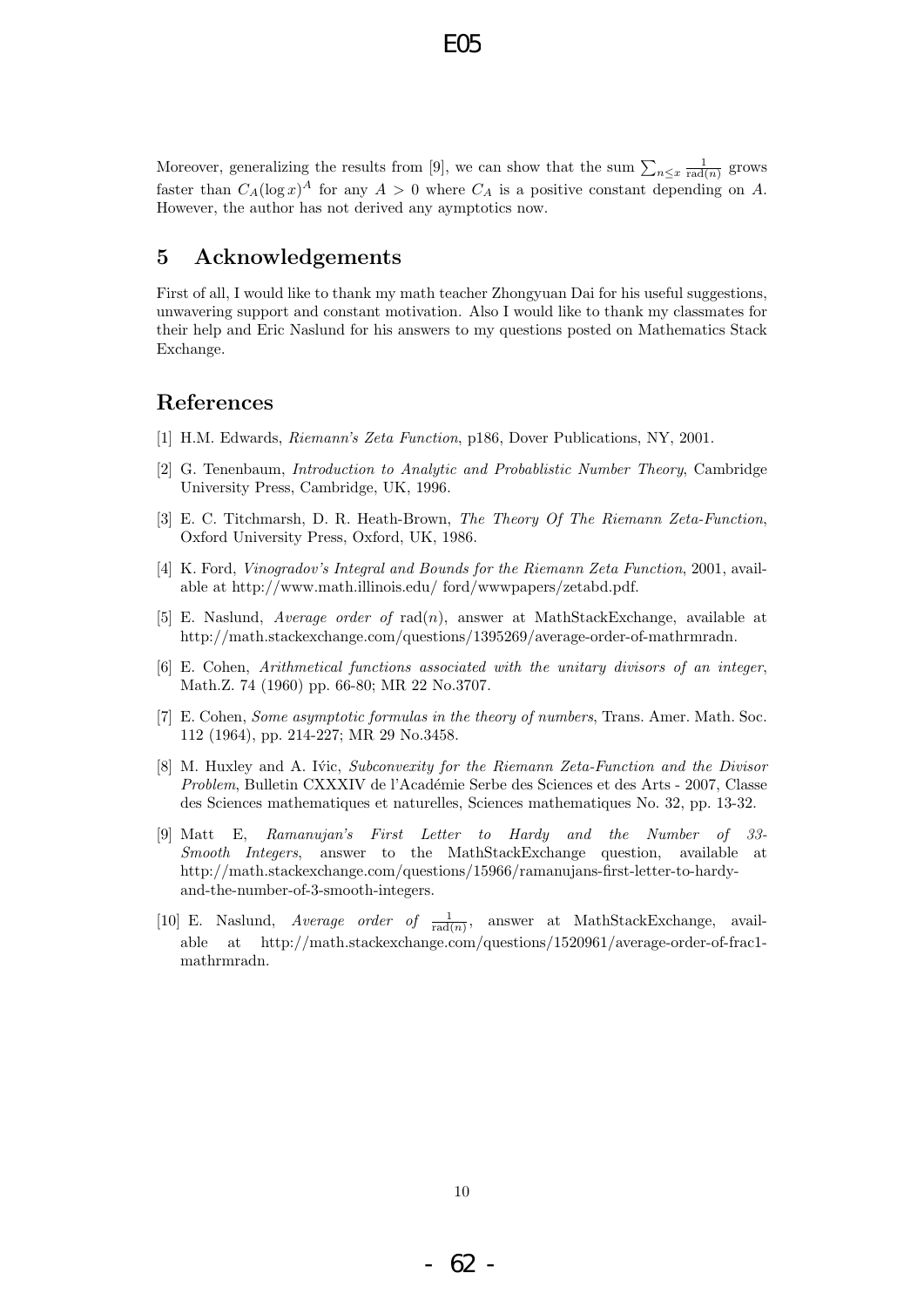Moreover, generalizing the results from [9], we can show that the sum $\sum_{n\le x}\frac{1}{\mathrm{rad}(n)}$ grows faster than $C_A(\log x)^A$ for any $A > 0$ where $C_A$ is a positive constant depending on $A$. However, the author has not derived any aymptotics now.

## 5 Acknowledgements

First of all, I would like to thank my math teacher Zhongyuan Dai for his useful suggestions, unwavering support and constant motivation. Also I would like to thank my classmates for their help and Eric Naslund for his answers to my questions posted on Mathematics Stack Exchange.

## References

[1] H.M. Edwards, *Riemann's Zeta Function*, p186, Dover Publications, NY, 2001.

[2] G. Tenenbaum, *Introduction to Analytic and Probablistic Number Theory*, Cambridge University Press, Cambridge, UK, 1996.

[3] E. C. Titchmarsh, D. R. Heath-Brown, *The Theory Of The Riemann Zeta-Function*, Oxford University Press, Oxford, UK, 1986.

[4] K. Ford, *Vinogradov's Integral and Bounds for the Riemann Zeta Function*, 2001, available at http://www.math.illinois.edu/ ford/wwwpapers/zetabd.pdf.

[5] E. Naslund, *Average order of* rad$(n)$, answer at MathStackExchange, available at http://math.stackexchange.com/questions/1395269/average-order-of-mathrmradn.

[6] E. Cohen, *Arithmetical functions associated with the unitary divisors of an integer*, Math.Z. 74 (1960) pp. 66-80; MR 22 No.3707.

[7] E. Cohen, *Some asymptotic formulas in the theory of numbers*, Trans. Amer. Math. Soc. 112 (1964), pp. 214-227; MR 29 No.3458.

[8] M. Huxley and A. Ivić, *Subconvexity for the Riemann Zeta-Function and the Divisor Problem*, Bulletin CXXXIV de l'Académie Serbe des Sciences et des Arts - 2007, Classe des Sciences mathematiques et naturelles, Sciences mathematiques No. 32, pp. 13-32.

[9] Matt E, *Ramanujan's First Letter to Hardy and the Number of 33-Smooth Integers*, answer to the MathStackExchange question, available at http://math.stackexchange.com/questions/15966/ramanujans-first-letter-to-hardy-and-the-number-of-3-smooth-integers.

[10] E. Naslund, *Average order of* $\frac{1}{\mathrm{rad}(n)}$, answer at MathStackExchange, available at http://math.stackexchange.com/questions/1520961/average-order-of-frac1-mathrmradn.